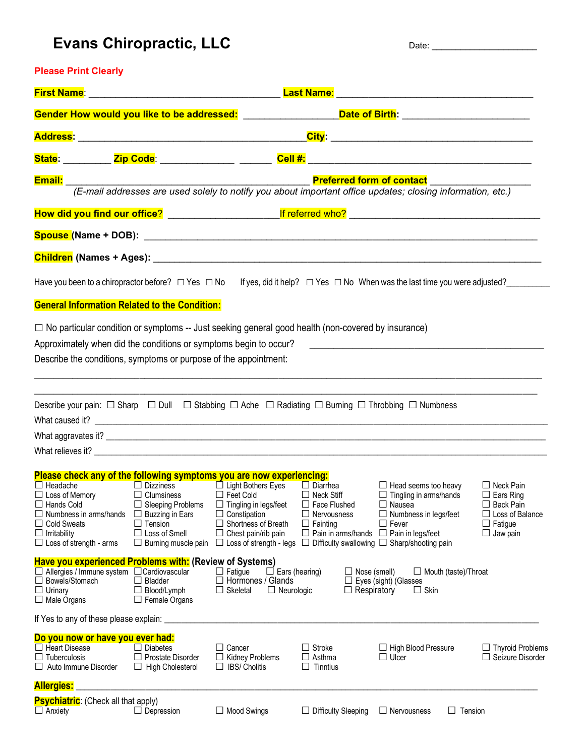# Evans Chiropractic, LLC

Date: ____________________

**Please Print Clearly**

**First Name**: ___________________________________ **Last Name**: ______________________________________

**Gender How would you like to be addressed:** _________________ **Date of Birth**: _______________________

**Address**: __________________________________________ **City**: _____________________________________

**State**: _________ **Zip Code**: ______________ ______ **Cell #:** __________________________________________

**Email:** ____________________________________________ **Preferred form of contact** __________________

*(E-mail addresses are used solely to notify you about important office updates; closing information, etc.)*

**How did you find our office?** ___________________ If referred who? ___________________________________

**Spouse (Name + DOB):** ________________________________________________________________________

**Children (Names + Ages):** ______________________________________________________________________

Have you been to a chiropractor before? ☐ Yes ☐ No If yes, did it help? ☐ Yes ☐ No When was the last time you were adjusted?__________

**General Information Related to the Condition:**

☐ No particular condition or symptoms -- Just seeking general good health (non-covered by insurance)

Approximately when did the conditions or symptoms begin to occur? ___________________________________________

Describe the conditions, symptoms or purpose of the appointment:

__________________________________________________________________________________________

__________________________________________________________________________________________

Describe your pain: ☐ Sharp ☐ Dull ☐ Stabbing ☐ Ache ☐ Radiating ☐ Burning ☐ Throbbing ☐ Numbness

What caused it? ______________________________________________________________________________

What aggravates it? ___________________________________________________________________________

What relieves it? _____________________________________________________________________________

**Please check any of the following symptoms you are now experiencing:**

| | | | | | |
|---|---|---|---|---|---|
| ☐ Headache | ☐ Dizziness | ☐ Light Bothers Eyes | ☐ Diarrhea | ☐ Head seems too heavy | ☐ Neck Pain |
| ☐ Loss of Memory | ☐ Clumsiness | ☐ Feet Cold | ☐ Neck Stiff | ☐ Tingling in arms/hands | ☐ Ears Ring |
| ☐ Hands Cold | ☐ Sleeping Problems | ☐ Tingling in legs/feet | ☐ Face Flushed | ☐ Nausea | ☐ Back Pain |
| ☐ Numbness in arms/hands | ☐ Buzzing in Ears | ☐ Constipation | ☐ Nervousness | ☐ Numbness in legs/feet | ☐ Loss of Balance |
| ☐ Cold Sweats | ☐ Tension | ☐ Shortness of Breath | ☐ Fainting | ☐ Fever | ☐ Fatigue |
| ☐ Irritability | ☐ Loss of Smell | ☐ Chest pain/rib pain | ☐ Pain in arms/hands | ☐ Pain in legs/feet | ☐ Jaw pain |
| ☐ Loss of strength - arms | ☐ Burning muscle pain | ☐ Loss of strength - legs | ☐ Difficulty swallowing | ☐ Sharp/shooting pain | |

**Have you experienced Problems with: (Review of Systems)**

| | | | | | |
|---|---|---|---|---|---|
| ☐ Allergies / Immune system | ☐ Cardiovascular | ☐ Fatigue | ☐ Ears (hearing) | ☐ Nose (smell) | ☐ Mouth (taste)/Throat |
| ☐ Bowels/Stomach | ☐ Bladder | ☐ Hormones / Glands | | ☐ Eyes (sight) (Glasses | |
| ☐ Urinary | ☐ Blood/Lymph | ☐ Skeletal | ☐ Neurologic | ☐ Respiratory | ☐ Skin |
| ☐ Male Organs | ☐ Female Organs | | | | |

If Yes to any of these please explain: ____________________________________________________________

**Do you now or have you ever had:**

| | | | | | |
|---|---|---|---|---|---|
| ☐ Heart Disease | ☐ Diabetes | ☐ Cancer | ☐ Stroke | ☐ High Blood Pressure | ☐ Thyroid Problems |
| ☐ Tuberculosis | ☐ Prostate Disorder | ☐ Kidney Problems | ☐ Asthma | ☐ Ulcer | ☐ Seizure Disorder |
| ☐ Auto Immune Disorder | ☐ High Cholesterol | ☐ IBS/ Cholitis | ☐ Tinntius | | |

**Allergies:** ___________________________________________________________________________________

**Psychiatric**: (Check all that apply)

☐ Anxiety ☐ Depression ☐ Mood Swings ☐ Difficulty Sleeping ☐ Nervousness ☐ Tension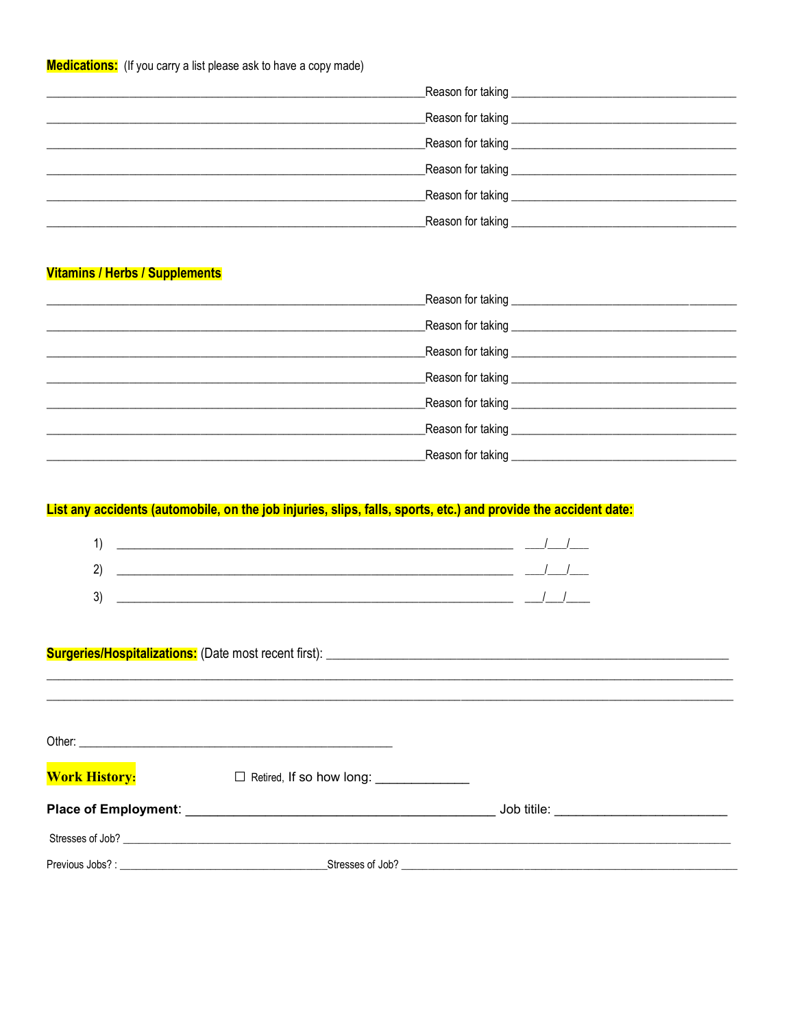**Medications:** (If you carry a list please ask to have a copy made)

_____________________________________________________________Reason for taking ____________________________________

_____________________________________________________________Reason for taking ____________________________________

_____________________________________________________________Reason for taking ____________________________________

_____________________________________________________________Reason for taking ____________________________________

_____________________________________________________________Reason for taking ____________________________________

_____________________________________________________________Reason for taking ____________________________________

**Vitamins / Herbs / Supplements**

_____________________________________________________________Reason for taking ____________________________________

_____________________________________________________________Reason for taking ____________________________________

_____________________________________________________________Reason for taking ____________________________________

_____________________________________________________________Reason for taking ____________________________________

_____________________________________________________________Reason for taking ____________________________________

_____________________________________________________________Reason for taking ____________________________________

_____________________________________________________________Reason for taking ____________________________________

**List any accidents (automobile, on the job injuries, slips, falls, sports, etc.) and provide the accident date:**

1) ________________________________________________________________ ___/___/___

2) ________________________________________________________________ ___/___/___

3) ________________________________________________________________ ___/___/____

**Surgeries/Hospitalizations:** (Date most recent first): _________________________________________________________________

_____________________________________________________________________________________________________________

_____________________________________________________________________________________________________________

Other: ___________________________________________________

**Work History:** ☐ Retired, If so how long: _____________

**Place of Employment**: ___________________________________________ Job titile: ________________________

Stresses of Job? _____________________________________________________________________________________________

Previous Jobs? : ____________________________________Stresses of Job? _________________________________________________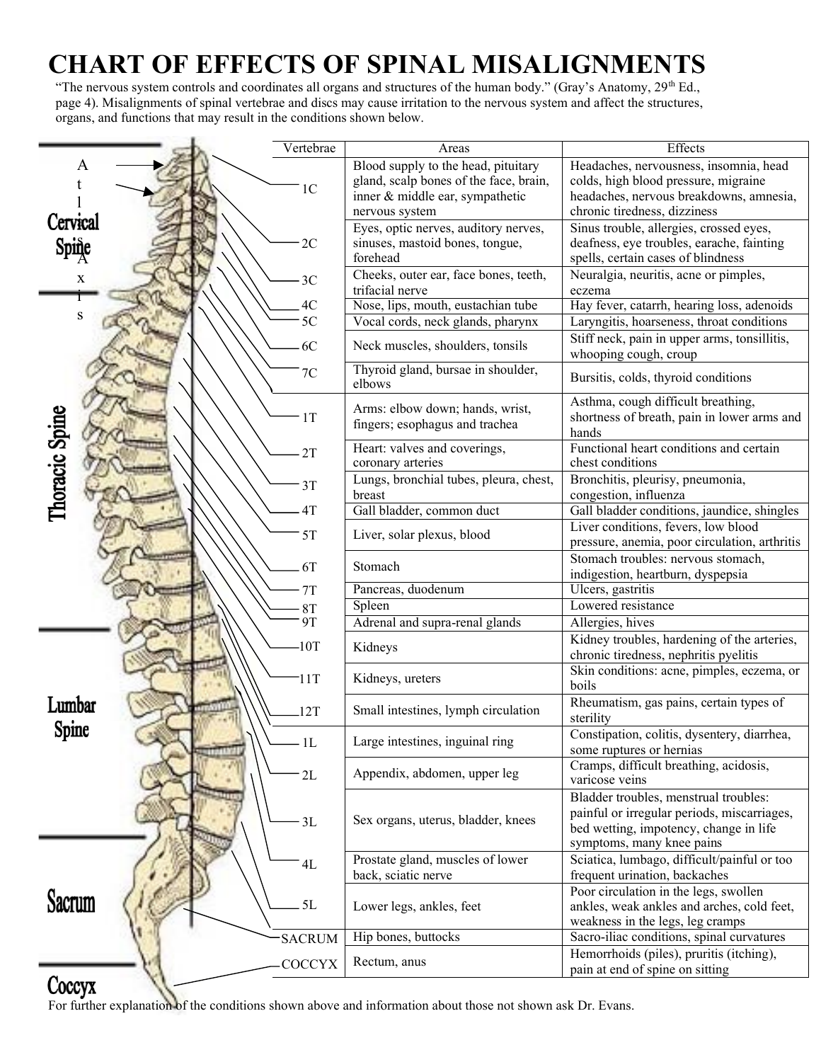# CHART OF EFFECTS OF SPINAL MISALIGNMENTS

"The nervous system controls and coordinates all organs and structures of the human body." (Gray's Anatomy, 29th Ed., page 4). Misalignments of spinal vertebrae and discs may cause irritation to the nervous system and affect the structures, organs, and functions that may result in the conditions shown below.

| Vertebrae | Areas | Effects |
|---|---|---|
| 1C | Blood supply to the head, pituitary gland, scalp bones of the face, brain, inner & middle ear, sympathetic nervous system | Headaches, nervousness, insomnia, head colds, high blood pressure, migraine headaches, nervous breakdowns, amnesia, chronic tiredness, dizziness |
| 2C | Eyes, optic nerves, auditory nerves, sinuses, mastoid bones, tongue, forehead | Sinus trouble, allergies, crossed eyes, deafness, eye troubles, earache, fainting spells, certain cases of blindness |
| 3C | Cheeks, outer ear, face bones, teeth, trifacial nerve | Neuralgia, neuritis, acne or pimples, eczema |
| 4C | Nose, lips, mouth, eustachian tube | Hay fever, catarrh, hearing loss, adenoids |
| 5C | Vocal cords, neck glands, pharynx | Laryngitis, hoarseness, throat conditions |
| 6C | Neck muscles, shoulders, tonsils | Stiff neck, pain in upper arms, tonsillitis, whooping cough, croup |
| 7C | Thyroid gland, bursae in shoulder, elbows | Bursitis, colds, thyroid conditions |
| 1T | Arms: elbow down; hands, wrist, fingers; esophagus and trachea | Asthma, cough difficult breathing, shortness of breath, pain in lower arms and hands |
| 2T | Heart: valves and coverings, coronary arteries | Functional heart conditions and certain chest conditions |
| 3T | Lungs, bronchial tubes, pleura, chest, breast | Bronchitis, pleurisy, pneumonia, congestion, influenza |
| 4T | Gall bladder, common duct | Gall bladder conditions, jaundice, shingles |
| 5T | Liver, solar plexus, blood | Liver conditions, fevers, low blood pressure, anemia, poor circulation, arthritis |
| 6T | Stomach | Stomach troubles: nervous stomach, indigestion, heartburn, dyspepsia |
| 7T | Pancreas, duodenum | Ulcers, gastritis |
| 8T | Spleen | Lowered resistance |
| 9T | Adrenal and supra-renal glands | Allergies, hives |
| 10T | Kidneys | Kidney troubles, hardening of the arteries, chronic tiredness, nephritis pyelitis |
| 11T | Kidneys, ureters | Skin conditions: acne, pimples, eczema, or boils |
| 12T | Small intestines, lymph circulation | Rheumatism, gas pains, certain types of sterility |
| 1L | Large intestines, inguinal ring | Constipation, colitis, dysentery, diarrhea, some ruptures or hernias |
| 2L | Appendix, abdomen, upper leg | Cramps, difficult breathing, acidosis, varicose veins |
| 3L | Sex organs, uterus, bladder, knees | Bladder troubles, menstrual troubles: painful or irregular periods, miscarriages, bed wetting, impotency, change in life symptoms, many knee pains |
| 4L | Prostate gland, muscles of lower back, sciatic nerve | Sciatica, lumbago, difficult/painful or too frequent urination, backaches |
| 5L | Lower legs, ankles, feet | Poor circulation in the legs, swollen ankles, weak ankles and arches, cold feet, weakness in the legs, leg cramps |
| SACRUM | Hip bones, buttocks | Sacro-iliac conditions, spinal curvatures |
| COCCYX | Rectum, anus | Hemorrhoids (piles), pruritis (itching), pain at end of spine on sitting |

For further explanation of the conditions shown above and information about those not shown ask Dr. Evans.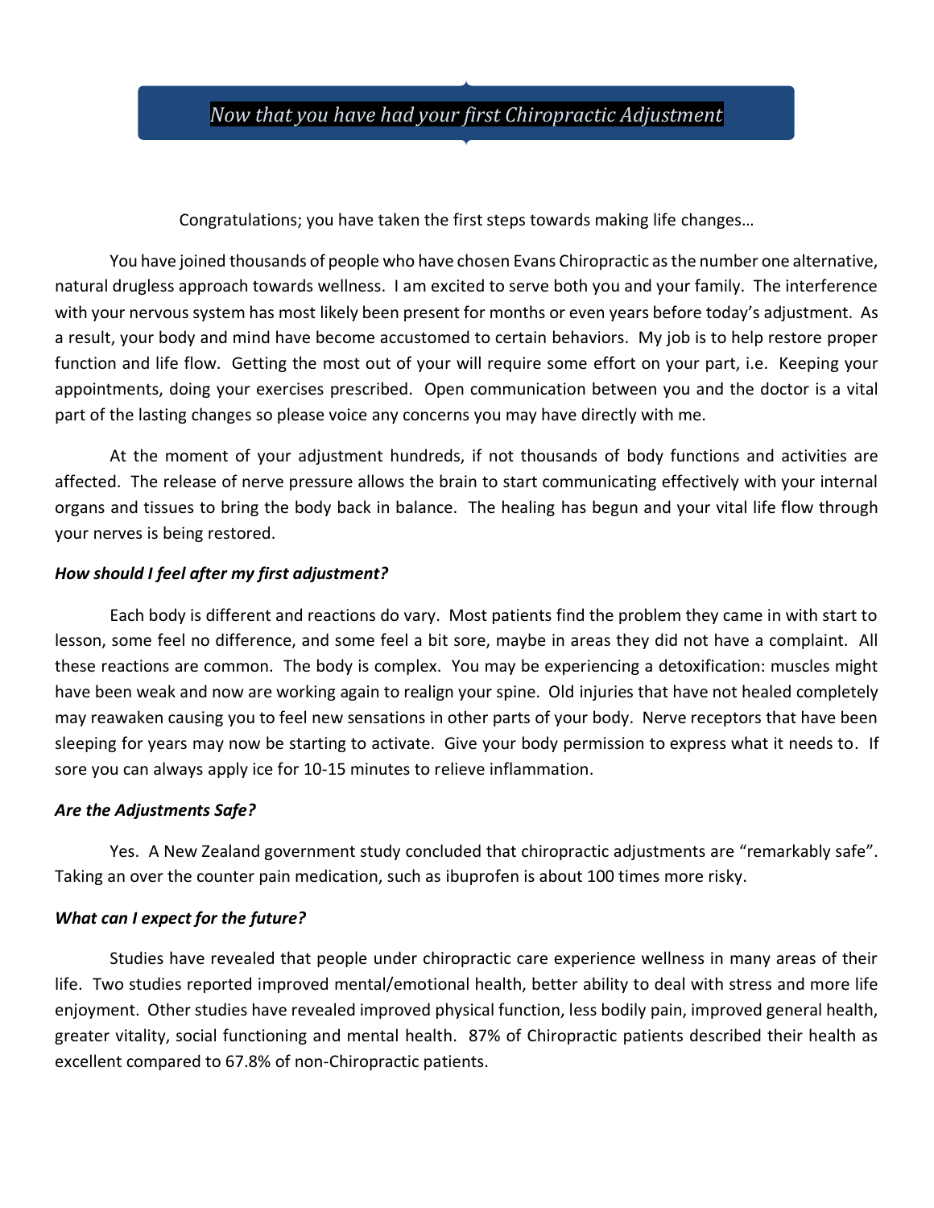# *Now that you have had your first Chiropractic Adjustment*

Congratulations; you have taken the first steps towards making life changes…

You have joined thousands of people who have chosen Evans Chiropractic as the number one alternative, natural drugless approach towards wellness. I am excited to serve both you and your family. The interference with your nervous system has most likely been present for months or even years before today's adjustment. As a result, your body and mind have become accustomed to certain behaviors. My job is to help restore proper function and life flow. Getting the most out of your will require some effort on your part, i.e. Keeping your appointments, doing your exercises prescribed. Open communication between you and the doctor is a vital part of the lasting changes so please voice any concerns you may have directly with me.

At the moment of your adjustment hundreds, if not thousands of body functions and activities are affected. The release of nerve pressure allows the brain to start communicating effectively with your internal organs and tissues to bring the body back in balance. The healing has begun and your vital life flow through your nerves is being restored.

***How should I feel after my first adjustment?***

Each body is different and reactions do vary. Most patients find the problem they came in with start to lesson, some feel no difference, and some feel a bit sore, maybe in areas they did not have a complaint. All these reactions are common. The body is complex. You may be experiencing a detoxification: muscles might have been weak and now are working again to realign your spine. Old injuries that have not healed completely may reawaken causing you to feel new sensations in other parts of your body. Nerve receptors that have been sleeping for years may now be starting to activate. Give your body permission to express what it needs to. If sore you can always apply ice for 10-15 minutes to relieve inflammation.

***Are the Adjustments Safe?***

Yes. A New Zealand government study concluded that chiropractic adjustments are "remarkably safe". Taking an over the counter pain medication, such as ibuprofen is about 100 times more risky.

***What can I expect for the future?***

Studies have revealed that people under chiropractic care experience wellness in many areas of their life. Two studies reported improved mental/emotional health, better ability to deal with stress and more life enjoyment. Other studies have revealed improved physical function, less bodily pain, improved general health, greater vitality, social functioning and mental health. 87% of Chiropractic patients described their health as excellent compared to 67.8% of non-Chiropractic patients.